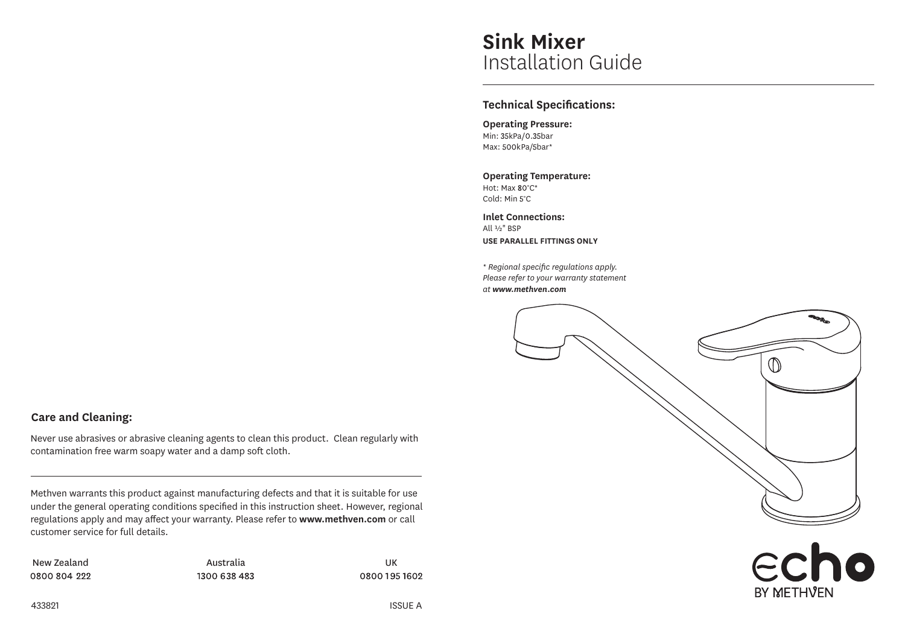# Sink Mixer
Installation Guide

## Technical Specifications:

**Operating Pressure:**
Min: 35kPa/0.35bar
Max: 500kPa/5bar*

**Operating Temperature:**
Hot: Max 80°C*
Cold: Min 5°C

**Inlet Connections:**
All ½" BSP
**USE PARALLEL FITTINGS ONLY**

*\* Regional specific regulations apply. Please refer to your warranty statement at* ***www.methven.com***

echo
BY METHVEN

## Care and Cleaning:

Never use abrasives or abrasive cleaning agents to clean this product. Clean regularly with contamination free warm soapy water and a damp soft cloth.

---

Methven warrants this product against manufacturing defects and that it is suitable for use under the general operating conditions specified in this instruction sheet. However, regional regulations apply and may affect your warranty. Please refer to **www.methven.com** or call customer service for full details.

| New Zealand | Australia | UK |
|---|---|---|
| 0800 804 222 | 1300 638 483 | 0800 195 1602 |

433821 ISSUE A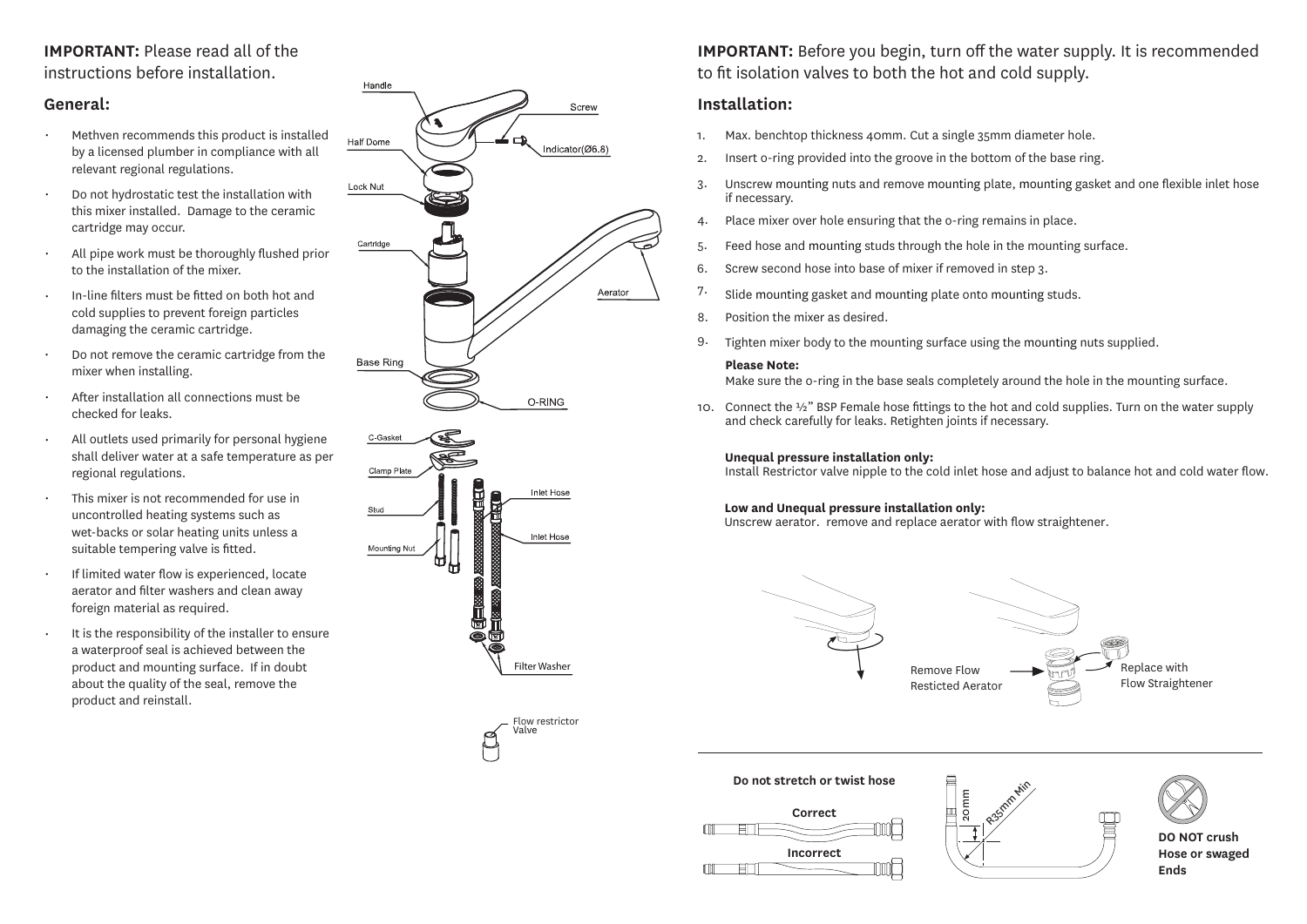**IMPORTANT:** Please read all of the instructions before installation.

## General:

- Methven recommends this product is installed by a licensed plumber in compliance with all relevant regional regulations.
- Do not hydrostatic test the installation with this mixer installed. Damage to the ceramic cartridge may occur.
- All pipe work must be thoroughly flushed prior to the installation of the mixer.
- In-line filters must be fitted on both hot and cold supplies to prevent foreign particles damaging the ceramic cartridge.
- Do not remove the ceramic cartridge from the mixer when installing.
- After installation all connections must be checked for leaks.
- All outlets used primarily for personal hygiene shall deliver water at a safe temperature as per regional regulations.
- This mixer is not recommended for use in uncontrolled heating systems such as wet-backs or solar heating units unless a suitable tempering valve is fitted.
- If limited water flow is experienced, locate aerator and filter washers and clean away foreign material as required.
- It is the responsibility of the installer to ensure a waterproof seal is achieved between the product and mounting surface. If in doubt about the quality of the seal, remove the product and reinstall.

Handle
Screw
Half Dome
Indicator(Ø6.8)
Lock Nut
Cartridge
Aerator
Base Ring
O-RING
C-Gasket
Clamp Plate
Inlet Hose
Stud
Inlet Hose
Mounting Nut
Filter Washer
Flow restrictor Valve

**IMPORTANT:** Before you begin, turn off the water supply. It is recommended to fit isolation valves to both the hot and cold supply.

## Installation:

1. Max. benchtop thickness 40mm. Cut a single 35mm diameter hole.
2. Insert o-ring provided into the groove in the bottom of the base ring.
3. Unscrew mounting nuts and remove mounting plate, mounting gasket and one flexible inlet hose if necessary.
4. Place mixer over hole ensuring that the o-ring remains in place.
5. Feed hose and mounting studs through the hole in the mounting surface.
6. Screw second hose into base of mixer if removed in step 3.
7. Slide mounting gasket and mounting plate onto mounting studs.
8. Position the mixer as desired.
9. Tighten mixer body to the mounting surface using the mounting nuts supplied.

   **Please Note:**
   Make sure the o-ring in the base seals completely around the hole in the mounting surface.

10. Connect the ½" BSP Female hose fittings to the hot and cold supplies. Turn on the water supply and check carefully for leaks. Retighten joints if necessary.

**Unequal pressure installation only:**
Install Restrictor valve nipple to the cold inlet hose and adjust to balance hot and cold water flow.

**Low and Unequal pressure installation only:**
Unscrew aerator. remove and replace aerator with flow straightener.

Remove Flow Resticted Aerator
Replace with Flow Straightener

**Do not stretch or twist hose**

**Correct**

**Incorrect**

20mm
R35mm Min

**DO NOT crush Hose or swaged Ends**